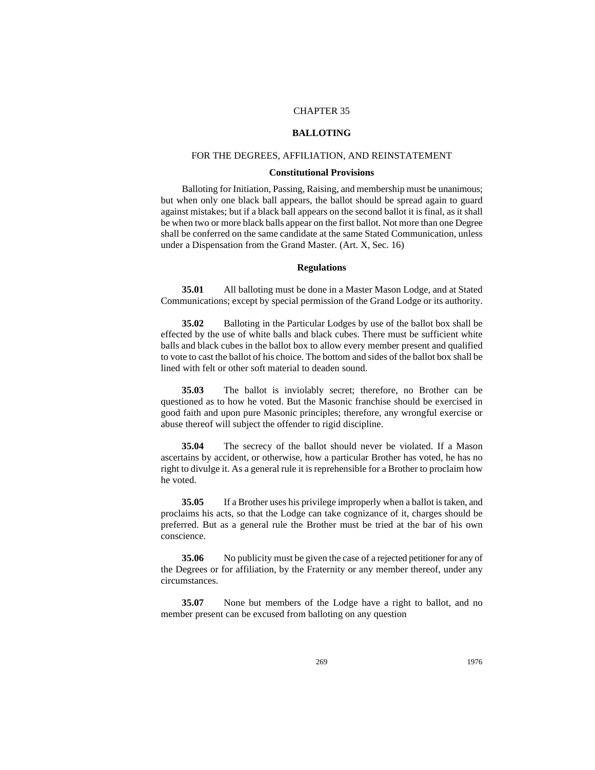# CHAPTER 35

## BALLOTING

### FOR THE DEGREES, AFFILIATION, AND REINSTATEMENT

#### Constitutional Provisions

Balloting for Initiation, Passing, Raising, and membership must be unanimous; but when only one black ball appears, the ballot should be spread again to guard against mistakes; but if a black ball appears on the second ballot it is final, as it shall be when two or more black balls appear on the first ballot. Not more than one Degree shall be conferred on the same candidate at the same Stated Communication, unless under a Dispensation from the Grand Master. (Art. X, Sec. 16)

#### Regulations

**35.01** All balloting must be done in a Master Mason Lodge, and at Stated Communications; except by special permission of the Grand Lodge or its authority.

**35.02** Balloting in the Particular Lodges by use of the ballot box shall be effected by the use of white balls and black cubes. There must be sufficient white balls and black cubes in the ballot box to allow every member present and qualified to vote to cast the ballot of his choice. The bottom and sides of the ballot box shall be lined with felt or other soft material to deaden sound.

**35.03** The ballot is inviolably secret; therefore, no Brother can be questioned as to how he voted. But the Masonic franchise should be exercised in good faith and upon pure Masonic principles; therefore, any wrongful exercise or abuse thereof will subject the offender to rigid discipline.

**35.04** The secrecy of the ballot should never be violated. If a Mason ascertains by accident, or otherwise, how a particular Brother has voted, he has no right to divulge it. As a general rule it is reprehensible for a Brother to proclaim how he voted.

**35.05** If a Brother uses his privilege improperly when a ballot is taken, and proclaims his acts, so that the Lodge can take cognizance of it, charges should be preferred. But as a general rule the Brother must be tried at the bar of his own conscience.

**35.06** No publicity must be given the case of a rejected petitioner for any of the Degrees or for affiliation, by the Fraternity or any member thereof, under any circumstances.

**35.07** None but members of the Lodge have a right to ballot, and no member present can be excused from balloting on any question

1976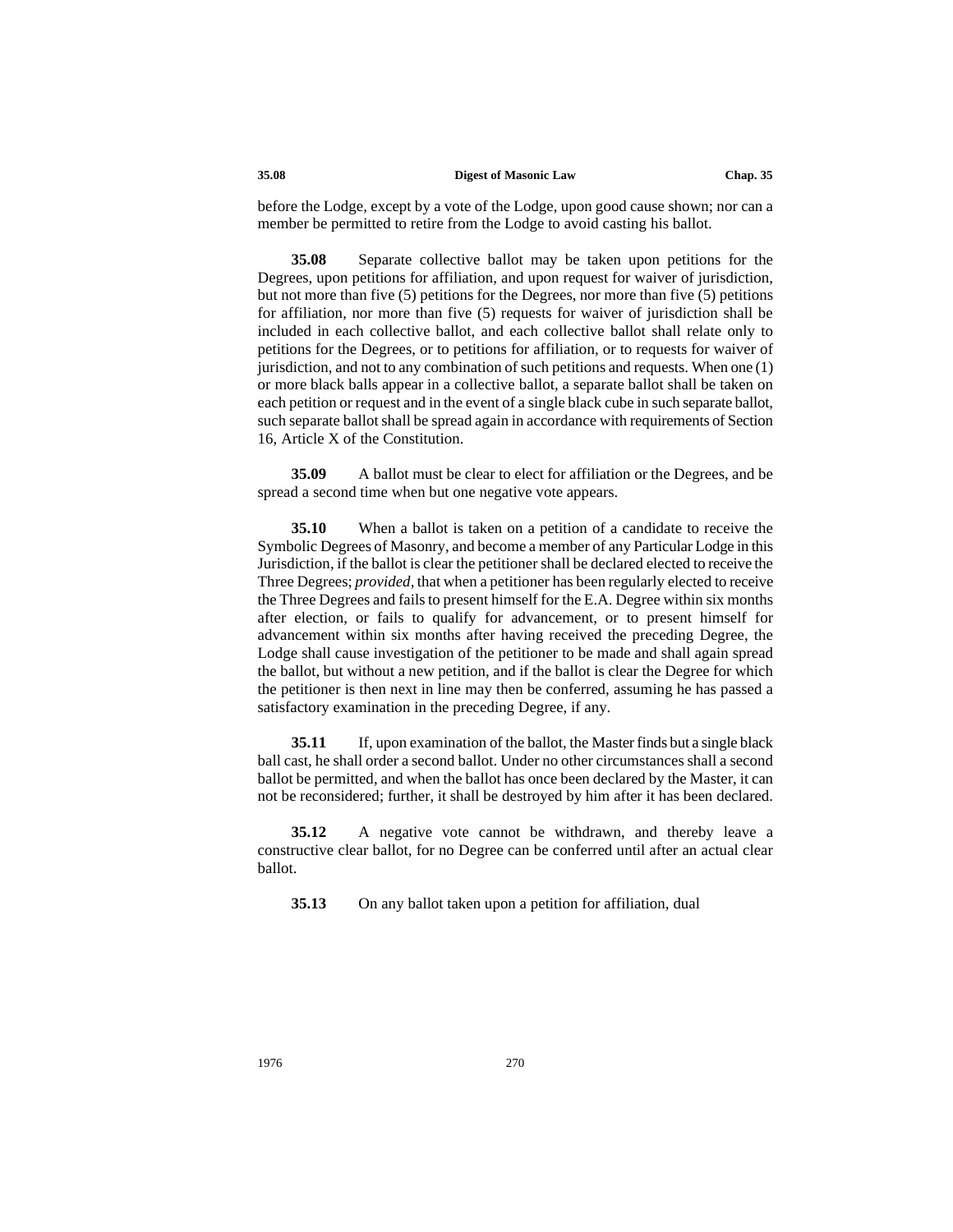before the Lodge, except by a vote of the Lodge, upon good cause shown; nor can a member be permitted to retire from the Lodge to avoid casting his ballot.

**35.08** Separate collective ballot may be taken upon petitions for the Degrees, upon petitions for affiliation, and upon request for waiver of jurisdiction, but not more than five (5) petitions for the Degrees, nor more than five (5) petitions for affiliation, nor more than five (5) requests for waiver of jurisdiction shall be included in each collective ballot, and each collective ballot shall relate only to petitions for the Degrees, or to petitions for affiliation, or to requests for waiver of jurisdiction, and not to any combination of such petitions and requests. When one (1) or more black balls appear in a collective ballot, a separate ballot shall be taken on each petition or request and in the event of a single black cube in such separate ballot, such separate ballot shall be spread again in accordance with requirements of Section 16, Article X of the Constitution.

**35.09** A ballot must be clear to elect for affiliation or the Degrees, and be spread a second time when but one negative vote appears.

**35.10** When a ballot is taken on a petition of a candidate to receive the Symbolic Degrees of Masonry, and become a member of any Particular Lodge in this Jurisdiction, if the ballot is clear the petitioner shall be declared elected to receive the Three Degrees; *provided*, that when a petitioner has been regularly elected to receive the Three Degrees and fails to present himself for the E.A. Degree within six months after election, or fails to qualify for advancement, or to present himself for advancement within six months after having received the preceding Degree, the Lodge shall cause investigation of the petitioner to be made and shall again spread the ballot, but without a new petition, and if the ballot is clear the Degree for which the petitioner is then next in line may then be conferred, assuming he has passed a satisfactory examination in the preceding Degree, if any.

**35.11** If, upon examination of the ballot, the Master finds but a single black ball cast, he shall order a second ballot. Under no other circumstances shall a second ballot be permitted, and when the ballot has once been declared by the Master, it can not be reconsidered; further, it shall be destroyed by him after it has been declared.

**35.12** A negative vote cannot be withdrawn, and thereby leave a constructive clear ballot, for no Degree can be conferred until after an actual clear ballot.

**35.13** On any ballot taken upon a petition for affiliation, dual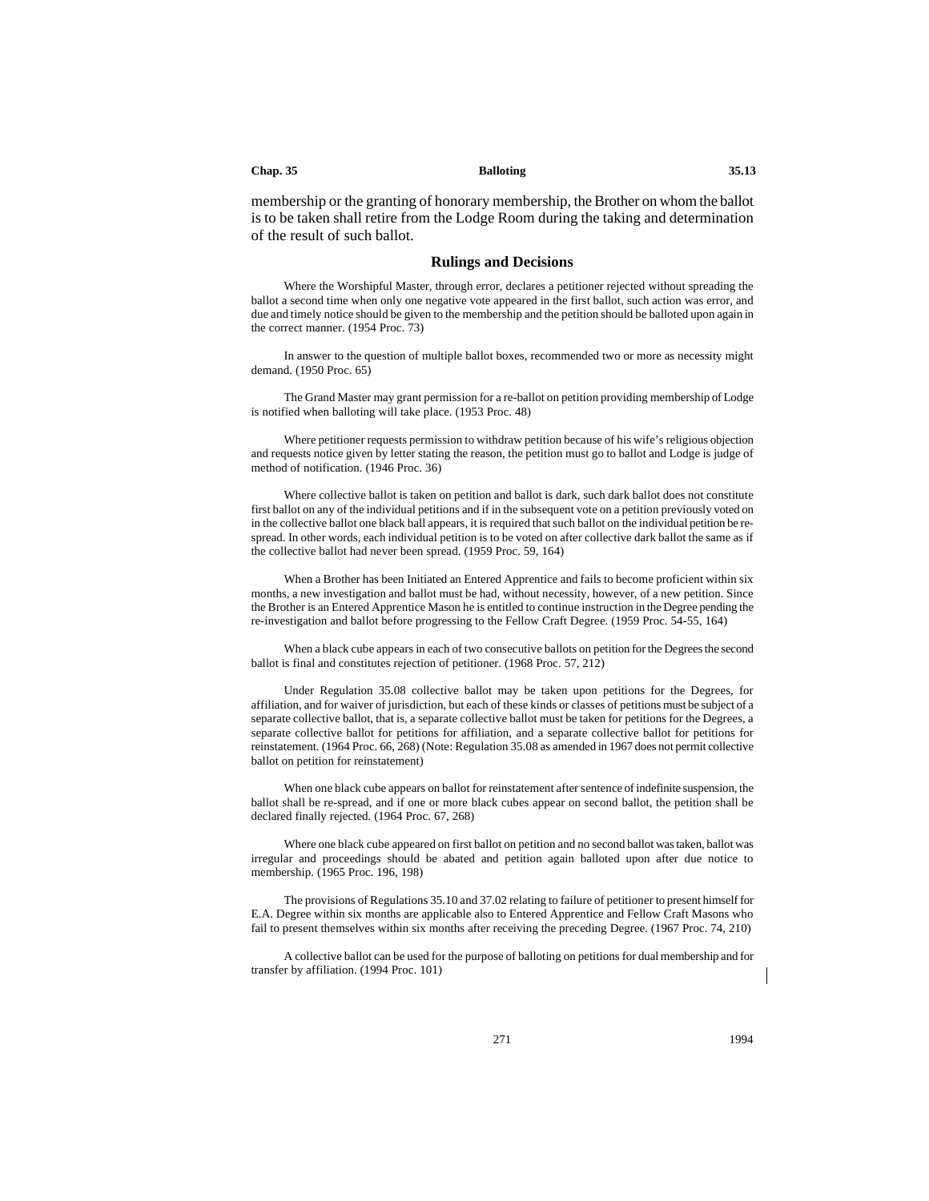membership or the granting of honorary membership, the Brother on whom the ballot is to be taken shall retire from the Lodge Room during the taking and determination of the result of such ballot.

### Rulings and Decisions

Where the Worshipful Master, through error, declares a petitioner rejected without spreading the ballot a second time when only one negative vote appeared in the first ballot, such action was error, and due and timely notice should be given to the membership and the petition should be balloted upon again in the correct manner. (1954 Proc. 73)

In answer to the question of multiple ballot boxes, recommended two or more as necessity might demand. (1950 Proc. 65)

The Grand Master may grant permission for a re-ballot on petition providing membership of Lodge is notified when balloting will take place. (1953 Proc. 48)

Where petitioner requests permission to withdraw petition because of his wife's religious objection and requests notice given by letter stating the reason, the petition must go to ballot and Lodge is judge of method of notification. (1946 Proc. 36)

Where collective ballot is taken on petition and ballot is dark, such dark ballot does not constitute first ballot on any of the individual petitions and if in the subsequent vote on a petition previously voted on in the collective ballot one black ball appears, it is required that such ballot on the individual petition be re-spread. In other words, each individual petition is to be voted on after collective dark ballot the same as if the collective ballot had never been spread. (1959 Proc. 59, 164)

When a Brother has been Initiated an Entered Apprentice and fails to become proficient within six months, a new investigation and ballot must be had, without necessity, however, of a new petition. Since the Brother is an Entered Apprentice Mason he is entitled to continue instruction in the Degree pending the re-investigation and ballot before progressing to the Fellow Craft Degree. (1959 Proc. 54-55, 164)

When a black cube appears in each of two consecutive ballots on petition for the Degrees the second ballot is final and constitutes rejection of petitioner. (1968 Proc. 57, 212)

Under Regulation 35.08 collective ballot may be taken upon petitions for the Degrees, for affiliation, and for waiver of jurisdiction, but each of these kinds or classes of petitions must be subject of a separate collective ballot, that is, a separate collective ballot must be taken for petitions for the Degrees, a separate collective ballot for petitions for affiliation, and a separate collective ballot for petitions for reinstatement. (1964 Proc. 66, 268) (Note: Regulation 35.08 as amended in 1967 does not permit collective ballot on petition for reinstatement)

When one black cube appears on ballot for reinstatement after sentence of indefinite suspension, the ballot shall be re-spread, and if one or more black cubes appear on second ballot, the petition shall be declared finally rejected. (1964 Proc. 67, 268)

Where one black cube appeared on first ballot on petition and no second ballot was taken, ballot was irregular and proceedings should be abated and petition again balloted upon after due notice to membership. (1965 Proc. 196, 198)

The provisions of Regulations 35.10 and 37.02 relating to failure of petitioner to present himself for E.A. Degree within six months are applicable also to Entered Apprentice and Fellow Craft Masons who fail to present themselves within six months after receiving the preceding Degree. (1967 Proc. 74, 210)

A collective ballot can be used for the purpose of balloting on petitions for dual membership and for transfer by affiliation. (1994 Proc. 101)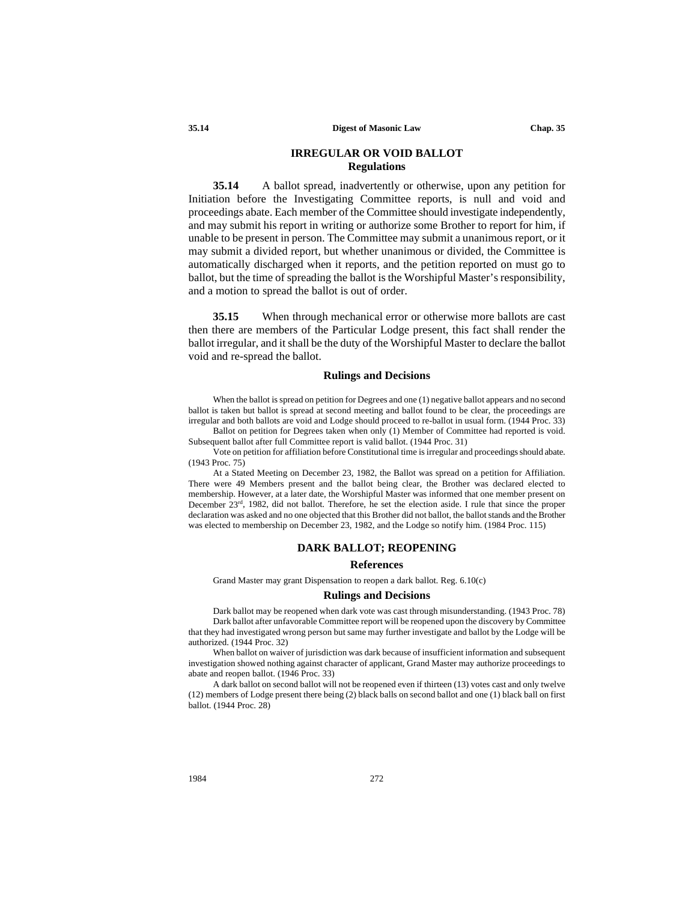## IRREGULAR OR VOID BALLOT

### Regulations

**35.14** A ballot spread, inadvertently or otherwise, upon any petition for Initiation before the Investigating Committee reports, is null and void and proceedings abate. Each member of the Committee should investigate independently, and may submit his report in writing or authorize some Brother to report for him, if unable to be present in person. The Committee may submit a unanimous report, or it may submit a divided report, but whether unanimous or divided, the Committee is automatically discharged when it reports, and the petition reported on must go to ballot, but the time of spreading the ballot is the Worshipful Master's responsibility, and a motion to spread the ballot is out of order.

**35.15** When through mechanical error or otherwise more ballots are cast then there are members of the Particular Lodge present, this fact shall render the ballot irregular, and it shall be the duty of the Worshipful Master to declare the ballot void and re-spread the ballot.

### Rulings and Decisions

When the ballot is spread on petition for Degrees and one (1) negative ballot appears and no second ballot is taken but ballot is spread at second meeting and ballot found to be clear, the proceedings are irregular and both ballots are void and Lodge should proceed to re-ballot in usual form. (1944 Proc. 33)

Ballot on petition for Degrees taken when only (1) Member of Committee had reported is void. Subsequent ballot after full Committee report is valid ballot. (1944 Proc. 31)

Vote on petition for affiliation before Constitutional time is irregular and proceedings should abate. (1943 Proc. 75)

At a Stated Meeting on December 23, 1982, the Ballot was spread on a petition for Affiliation. There were 49 Members present and the ballot being clear, the Brother was declared elected to membership. However, at a later date, the Worshipful Master was informed that one member present on December 23rd, 1982, did not ballot. Therefore, he set the election aside. I rule that since the proper declaration was asked and no one objected that this Brother did not ballot, the ballot stands and the Brother was elected to membership on December 23, 1982, and the Lodge so notify him. (1984 Proc. 115)

## DARK BALLOT; REOPENING

### References

Grand Master may grant Dispensation to reopen a dark ballot. Reg. 6.10(c)

### Rulings and Decisions

Dark ballot may be reopened when dark vote was cast through misunderstanding. (1943 Proc. 78)

Dark ballot after unfavorable Committee report will be reopened upon the discovery by Committee that they had investigated wrong person but same may further investigate and ballot by the Lodge will be authorized. (1944 Proc. 32)

When ballot on waiver of jurisdiction was dark because of insufficient information and subsequent investigation showed nothing against character of applicant, Grand Master may authorize proceedings to abate and reopen ballot. (1946 Proc. 33)

A dark ballot on second ballot will not be reopened even if thirteen (13) votes cast and only twelve (12) members of Lodge present there being (2) black balls on second ballot and one (1) black ball on first ballot. (1944 Proc. 28)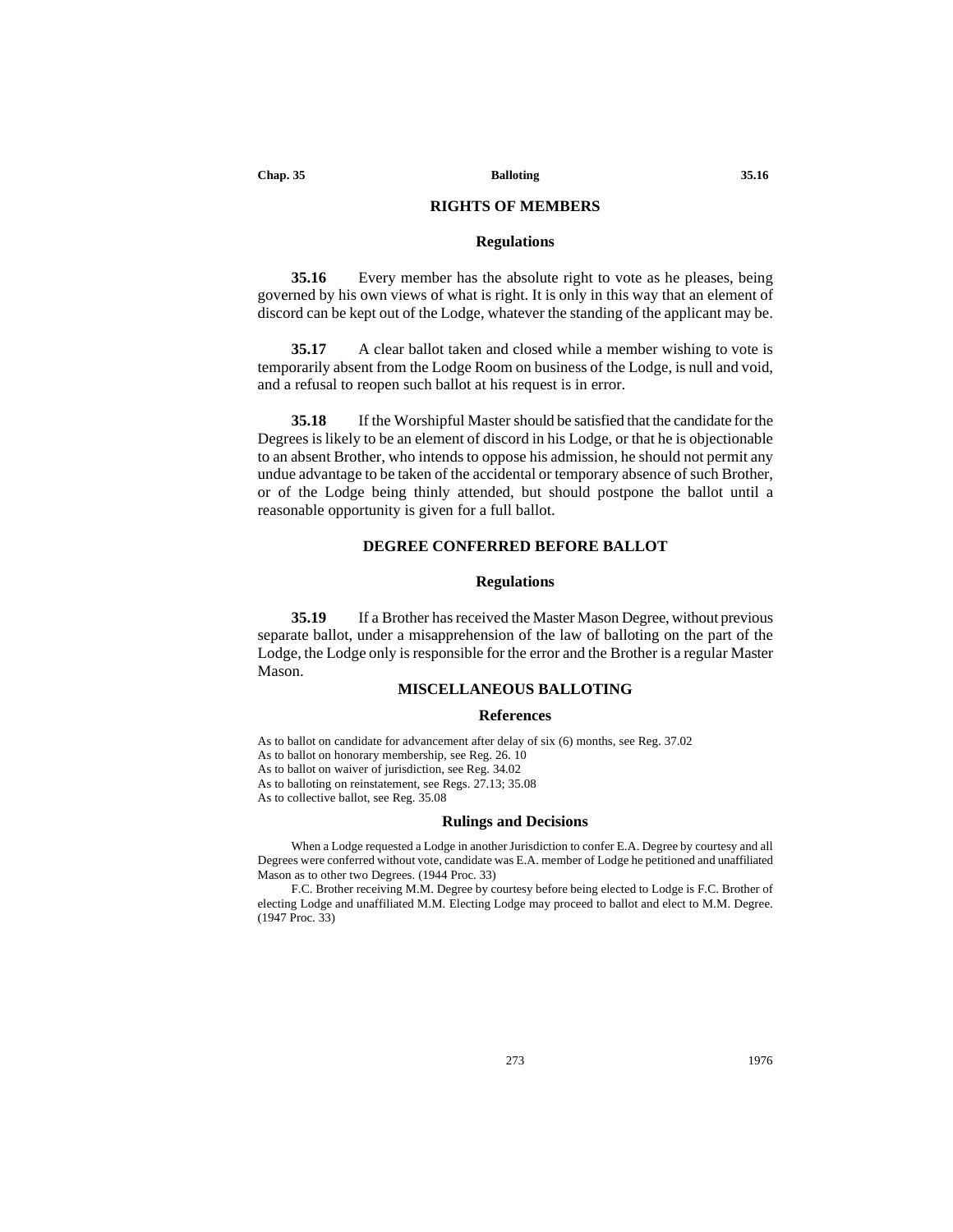## RIGHTS OF MEMBERS

### Regulations

**35.16** Every member has the absolute right to vote as he pleases, being governed by his own views of what is right. It is only in this way that an element of discord can be kept out of the Lodge, whatever the standing of the applicant may be.

**35.17** A clear ballot taken and closed while a member wishing to vote is temporarily absent from the Lodge Room on business of the Lodge, is null and void, and a refusal to reopen such ballot at his request is in error.

**35.18** If the Worshipful Master should be satisfied that the candidate for the Degrees is likely to be an element of discord in his Lodge, or that he is objectionable to an absent Brother, who intends to oppose his admission, he should not permit any undue advantage to be taken of the accidental or temporary absence of such Brother, or of the Lodge being thinly attended, but should postpone the ballot until a reasonable opportunity is given for a full ballot.

## DEGREE CONFERRED BEFORE BALLOT

### Regulations

**35.19** If a Brother has received the Master Mason Degree, without previous separate ballot, under a misapprehension of the law of balloting on the part of the Lodge, the Lodge only is responsible for the error and the Brother is a regular Master Mason.

## MISCELLANEOUS BALLOTING

### References

As to ballot on candidate for advancement after delay of six (6) months, see Reg. 37.02
As to ballot on honorary membership, see Reg. 26. 10
As to ballot on waiver of jurisdiction, see Reg. 34.02
As to balloting on reinstatement, see Regs. 27.13; 35.08
As to collective ballot, see Reg. 35.08

### Rulings and Decisions

When a Lodge requested a Lodge in another Jurisdiction to confer E.A. Degree by courtesy and all Degrees were conferred without vote, candidate was E.A. member of Lodge he petitioned and unaffiliated Mason as to other two Degrees. (1944 Proc. 33)

F.C. Brother receiving M.M. Degree by courtesy before being elected to Lodge is F.C. Brother of electing Lodge and unaffiliated M.M. Electing Lodge may proceed to ballot and elect to M.M. Degree. (1947 Proc. 33)